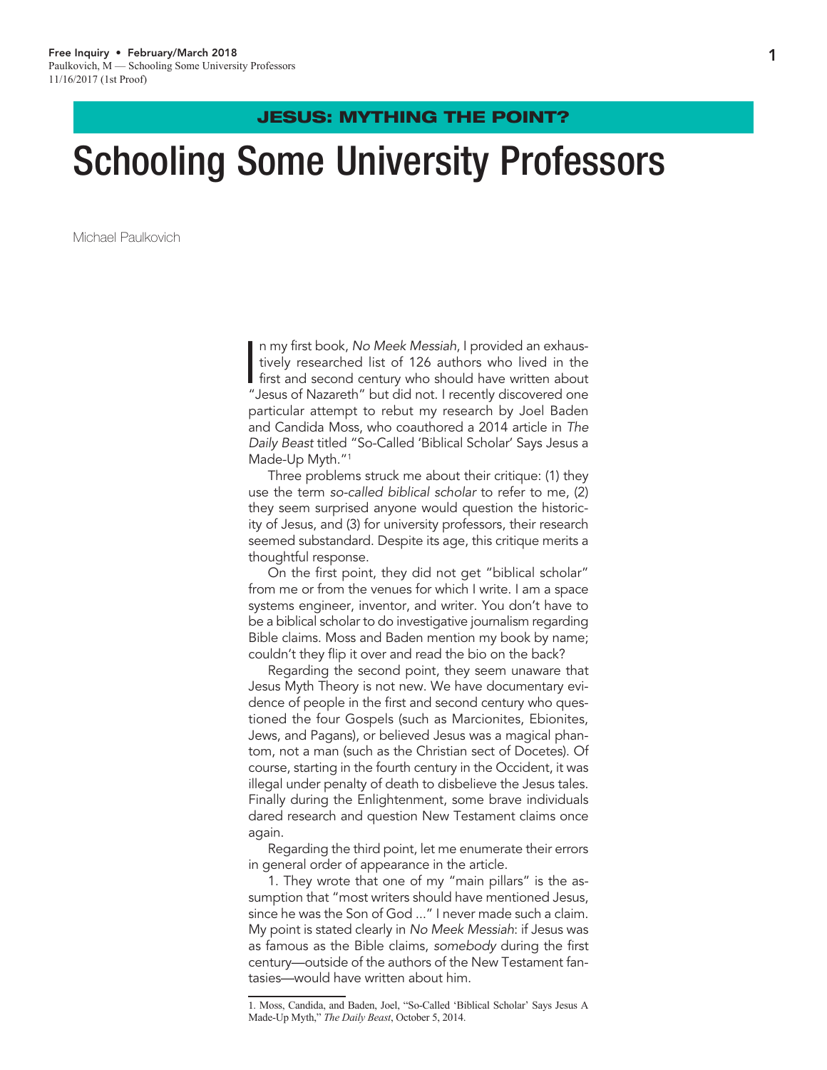JESUS: MYTHING THE POINT?

# Schooling Some University Professors

Michael Paulkovich

In my first book, *No Meek Messiah*, I provided an exhaustively researched list of 126 authors who lived in the first and second century who should have written about "Jesus of Nazareth" but did not. I recently discovered one particular attempt to rebut my research by Joel Baden and Candida Moss, who coauthored a 2014 article in *The Daily Beast* titled "So-Called 'Biblical Scholar' Says Jesus a Made-Up Myth."[1]

Three problems struck me about their critique: (1) they use the term *so-called biblical scholar* to refer to me, (2) they seem surprised anyone would question the historicity of Jesus, and (3) for university professors, their research seemed substandard. Despite its age, this critique merits a thoughtful response.

On the first point, they did not get "biblical scholar" from me or from the venues for which I write. I am a space systems engineer, inventor, and writer. You don't have to be a biblical scholar to do investigative journalism regarding Bible claims. Moss and Baden mention my book by name; couldn't they flip it over and read the bio on the back?

Regarding the second point, they seem unaware that Jesus Myth Theory is not new. We have documentary evidence of people in the first and second century who questioned the four Gospels (such as Marcionites, Ebionites, Jews, and Pagans), or believed Jesus was a magical phantom, not a man (such as the Christian sect of Docetes). Of course, starting in the fourth century in the Occident, it was illegal under penalty of death to disbelieve the Jesus tales. Finally during the Enlightenment, some brave individuals dared research and question New Testament claims once again.

Regarding the third point, let me enumerate their errors in general order of appearance in the article.

1. They wrote that one of my "main pillars" is the assumption that "most writers should have mentioned Jesus, since he was the Son of God ..." I never made such a claim. My point is stated clearly in *No Meek Messiah*: if Jesus was as famous as the Bible claims, *somebody* during the first century—outside of the authors of the New Testament fantasies—would have written about him.

1. Moss, Candida, and Baden, Joel, "So-Called 'Biblical Scholar' Says Jesus A Made-Up Myth," *The Daily Beast*, October 5, 2014.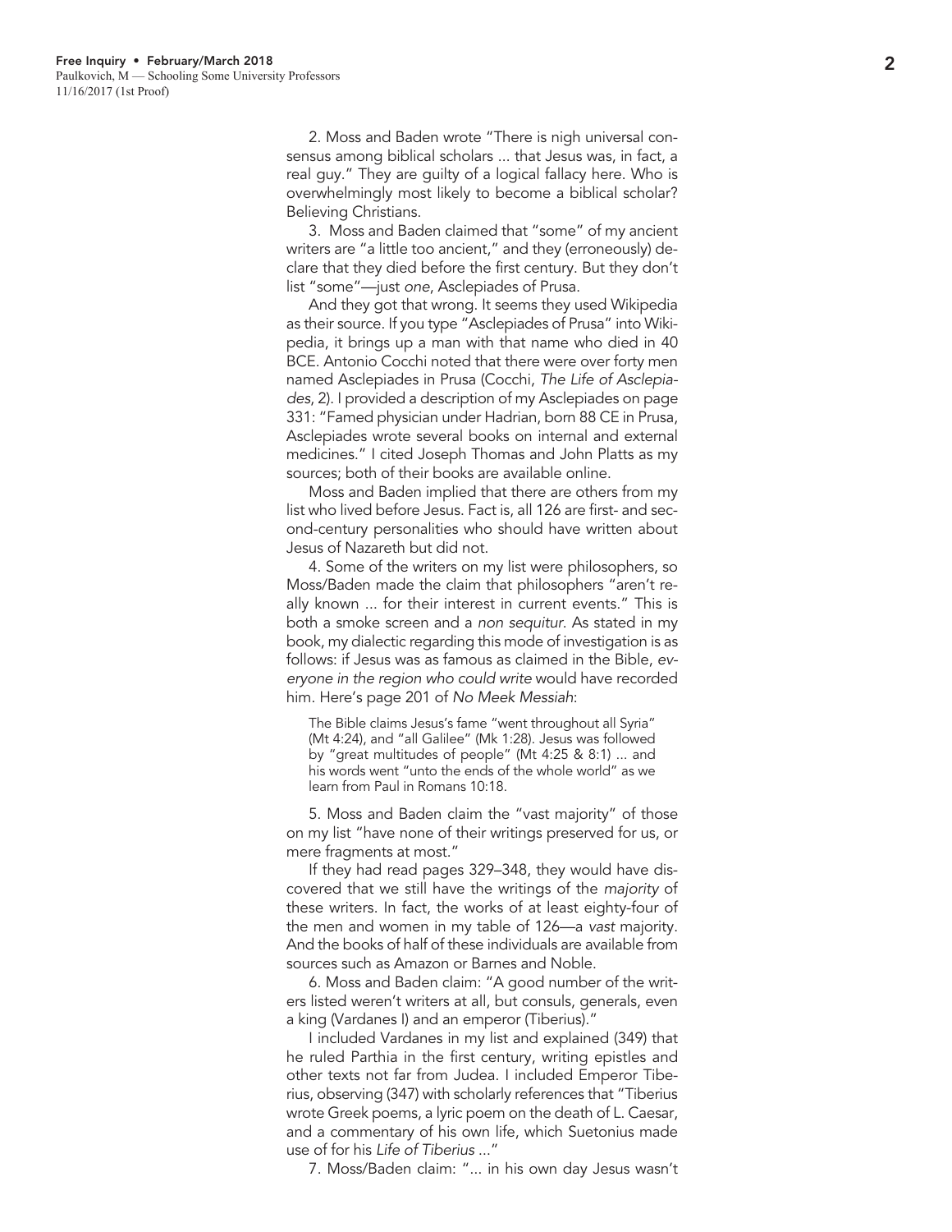2. Moss and Baden wrote "There is nigh universal consensus among biblical scholars ... that Jesus was, in fact, a real guy." They are guilty of a logical fallacy here. Who is overwhelmingly most likely to become a biblical scholar? Believing Christians.

3. Moss and Baden claimed that "some" of my ancient writers are "a little too ancient," and they (erroneously) declare that they died before the first century. But they don't list "some"—just *one*, Asclepiades of Prusa.

And they got that wrong. It seems they used Wikipedia as their source. If you type "Asclepiades of Prusa" into Wikipedia, it brings up a man with that name who died in 40 BCE. Antonio Cocchi noted that there were over forty men named Asclepiades in Prusa (Cocchi, *The Life of Asclepiades*, 2). I provided a description of my Asclepiades on page 331: "Famed physician under Hadrian, born 88 CE in Prusa, Asclepiades wrote several books on internal and external medicines." I cited Joseph Thomas and John Platts as my sources; both of their books are available online.

Moss and Baden implied that there are others from my list who lived before Jesus. Fact is, all 126 are first- and second-century personalities who should have written about Jesus of Nazareth but did not.

4. Some of the writers on my list were philosophers, so Moss/Baden made the claim that philosophers "aren't really known ... for their interest in current events." This is both a smoke screen and a *non sequitur*. As stated in my book, my dialectic regarding this mode of investigation is as follows: if Jesus was as famous as claimed in the Bible, *everyone in the region who could write* would have recorded him. Here's page 201 of *No Meek Messiah*:

> The Bible claims Jesus's fame "went throughout all Syria" (Mt 4:24), and "all Galilee" (Mk 1:28). Jesus was followed by "great multitudes of people" (Mt 4:25 & 8:1) ... and his words went "unto the ends of the whole world" as we learn from Paul in Romans 10:18.

5. Moss and Baden claim the "vast majority" of those on my list "have none of their writings preserved for us, or mere fragments at most."

If they had read pages 329–348, they would have discovered that we still have the writings of the *majority* of these writers. In fact, the works of at least eighty-four of the men and women in my table of 126—a *vast* majority. And the books of half of these individuals are available from sources such as Amazon or Barnes and Noble.

6. Moss and Baden claim: "A good number of the writers listed weren't writers at all, but consuls, generals, even a king (Vardanes I) and an emperor (Tiberius)."

I included Vardanes in my list and explained (349) that he ruled Parthia in the first century, writing epistles and other texts not far from Judea. I included Emperor Tiberius, observing (347) with scholarly references that "Tiberius wrote Greek poems, a lyric poem on the death of L. Caesar, and a commentary of his own life, which Suetonius made use of for his *Life of Tiberius* ..."

7. Moss/Baden claim: "... in his own day Jesus wasn't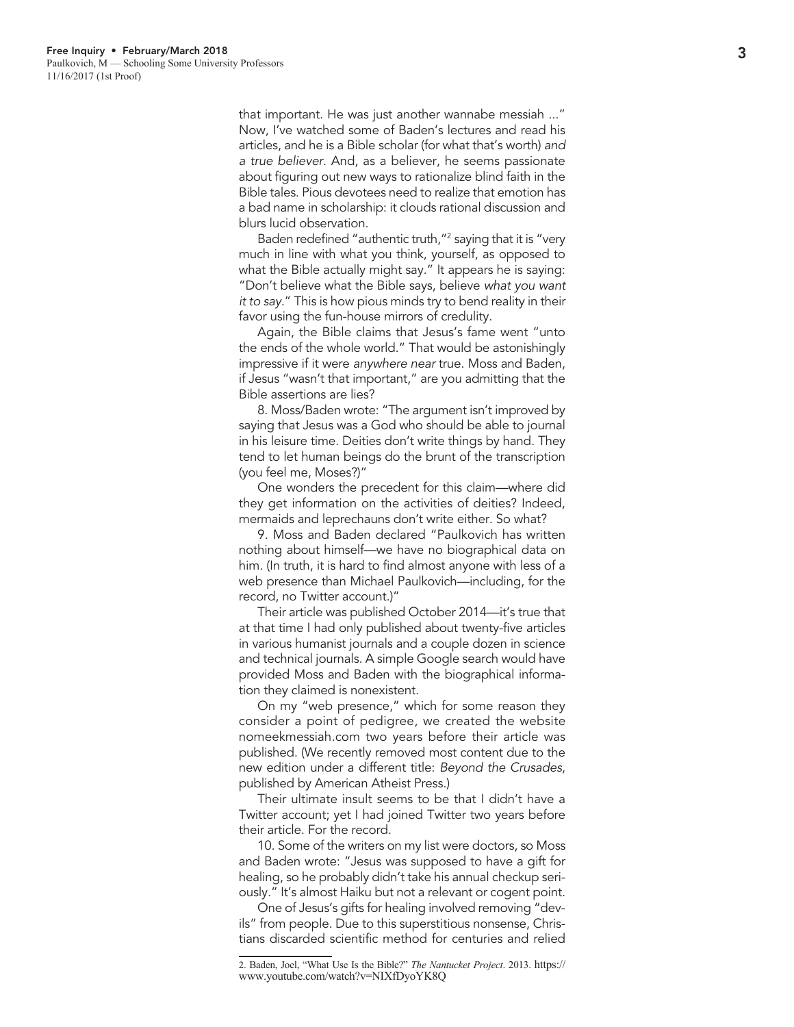that important. He was just another wannabe messiah ..." Now, I've watched some of Baden's lectures and read his articles, and he is a Bible scholar (for what that's worth) *and a true believer*. And, as a believer, he seems passionate about figuring out new ways to rationalize blind faith in the Bible tales. Pious devotees need to realize that emotion has a bad name in scholarship: it clouds rational discussion and blurs lucid observation.

Baden redefined "authentic truth,"[2] saying that it is "very much in line with what you think, yourself, as opposed to what the Bible actually might say." It appears he is saying: "Don't believe what the Bible says, believe *what you want it to say*." This is how pious minds try to bend reality in their favor using the fun-house mirrors of credulity.

Again, the Bible claims that Jesus's fame went "unto the ends of the whole world." That would be astonishingly impressive if it were *anywhere near* true. Moss and Baden, if Jesus "wasn't that important," are you admitting that the Bible assertions are lies?

8. Moss/Baden wrote: "The argument isn't improved by saying that Jesus was a God who should be able to journal in his leisure time. Deities don't write things by hand. They tend to let human beings do the brunt of the transcription (you feel me, Moses?)"

One wonders the precedent for this claim—where did they get information on the activities of deities? Indeed, mermaids and leprechauns don't write either. So what?

9. Moss and Baden declared "Paulkovich has written nothing about himself—we have no biographical data on him. (In truth, it is hard to find almost anyone with less of a web presence than Michael Paulkovich—including, for the record, no Twitter account.)"

Their article was published October 2014—it's true that at that time I had only published about twenty-five articles in various humanist journals and a couple dozen in science and technical journals. A simple Google search would have provided Moss and Baden with the biographical information they claimed is nonexistent.

On my "web presence," which for some reason they consider a point of pedigree, we created the website nomeekmessiah.com two years before their article was published. (We recently removed most content due to the new edition under a different title: *Beyond the Crusades*, published by American Atheist Press.)

Their ultimate insult seems to be that I didn't have a Twitter account; yet I had joined Twitter two years before their article. For the record.

10. Some of the writers on my list were doctors, so Moss and Baden wrote: "Jesus was supposed to have a gift for healing, so he probably didn't take his annual checkup seriously." It's almost Haiku but not a relevant or cogent point.

One of Jesus's gifts for healing involved removing "devils" from people. Due to this superstitious nonsense, Christians discarded scientific method for centuries and relied

---

2. Baden, Joel, "What Use Is the Bible?" *The Nantucket Project*. 2013. https://www.youtube.com/watch?v=NIXfDyoYK8Q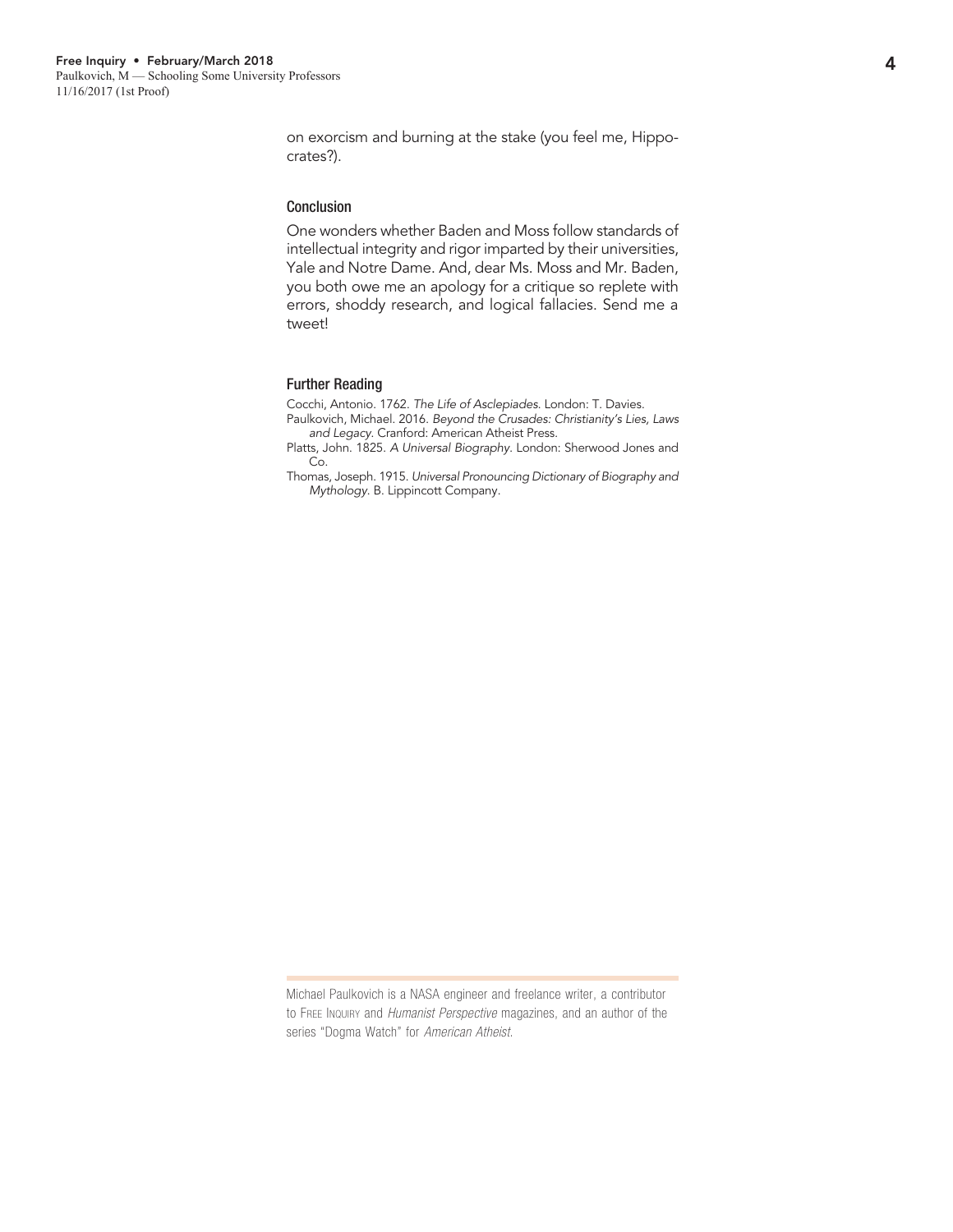on exorcism and burning at the stake (you feel me, Hippocrates?).

## Conclusion

One wonders whether Baden and Moss follow standards of intellectual integrity and rigor imparted by their universities, Yale and Notre Dame. And, dear Ms. Moss and Mr. Baden, you both owe me an apology for a critique so replete with errors, shoddy research, and logical fallacies. Send me a tweet!

## Further Reading

Cocchi, Antonio. 1762. *The Life of Asclepiades*. London: T. Davies.

Paulkovich, Michael. 2016. *Beyond the Crusades: Christianity's Lies, Laws and Legacy*. Cranford: American Atheist Press.

Platts, John. 1825. *A Universal Biography*. London: Sherwood Jones and Co.

Thomas, Joseph. 1915. *Universal Pronouncing Dictionary of Biography and Mythology*. B. Lippincott Company.

---

Michael Paulkovich is a NASA engineer and freelance writer, a contributor to Free Inquiry and *Humanist Perspective* magazines, and an author of the series "Dogma Watch" for *American Atheist*.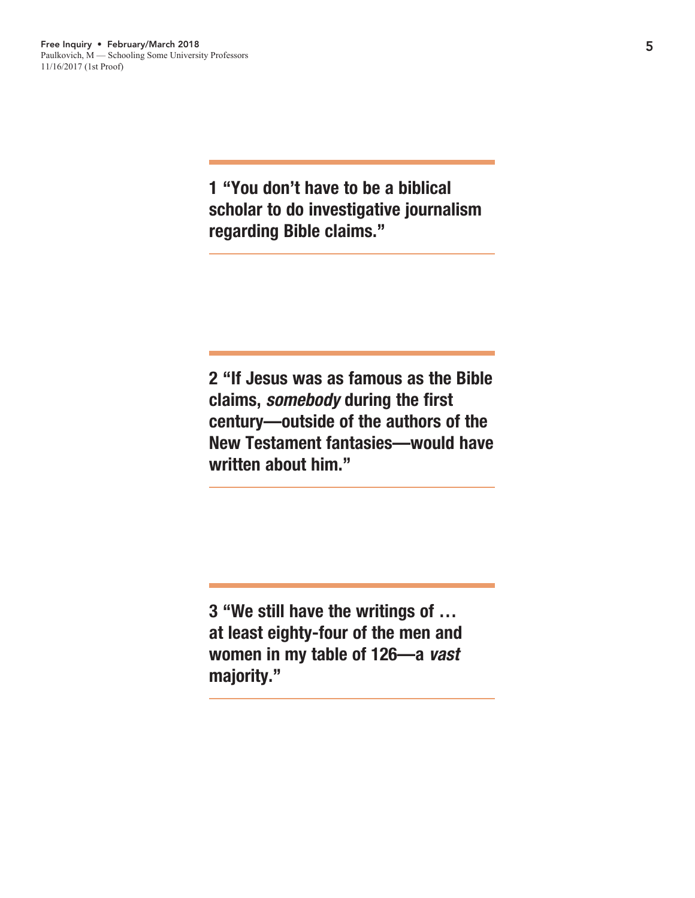**1 “You don’t have to be a biblical scholar to do investigative journalism regarding Bible claims.”**

---

**2 “If Jesus was as famous as the Bible claims, *somebody* during the first century—outside of the authors of the New Testament fantasies—would have written about him.”**

---

**3 “We still have the writings of … at least eighty-four of the men and women in my table of 126—a *vast* majority.”**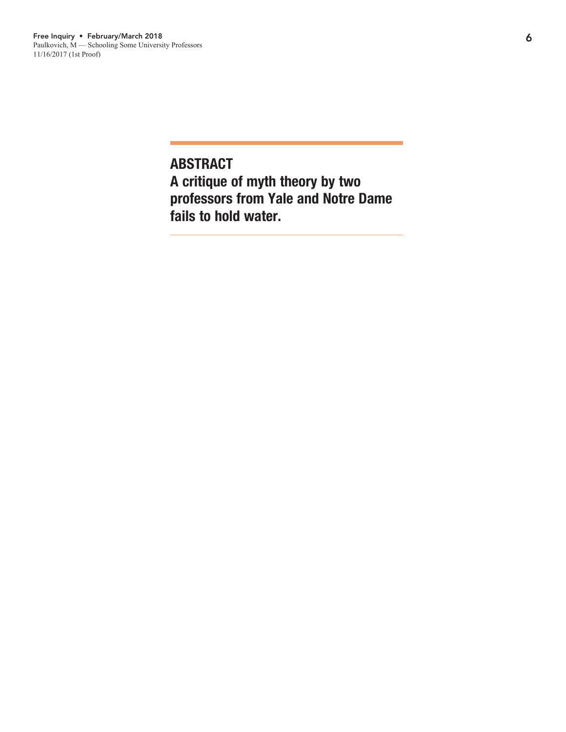## ABSTRACT

**A critique of myth theory by two professors from Yale and Notre Dame fails to hold water.**